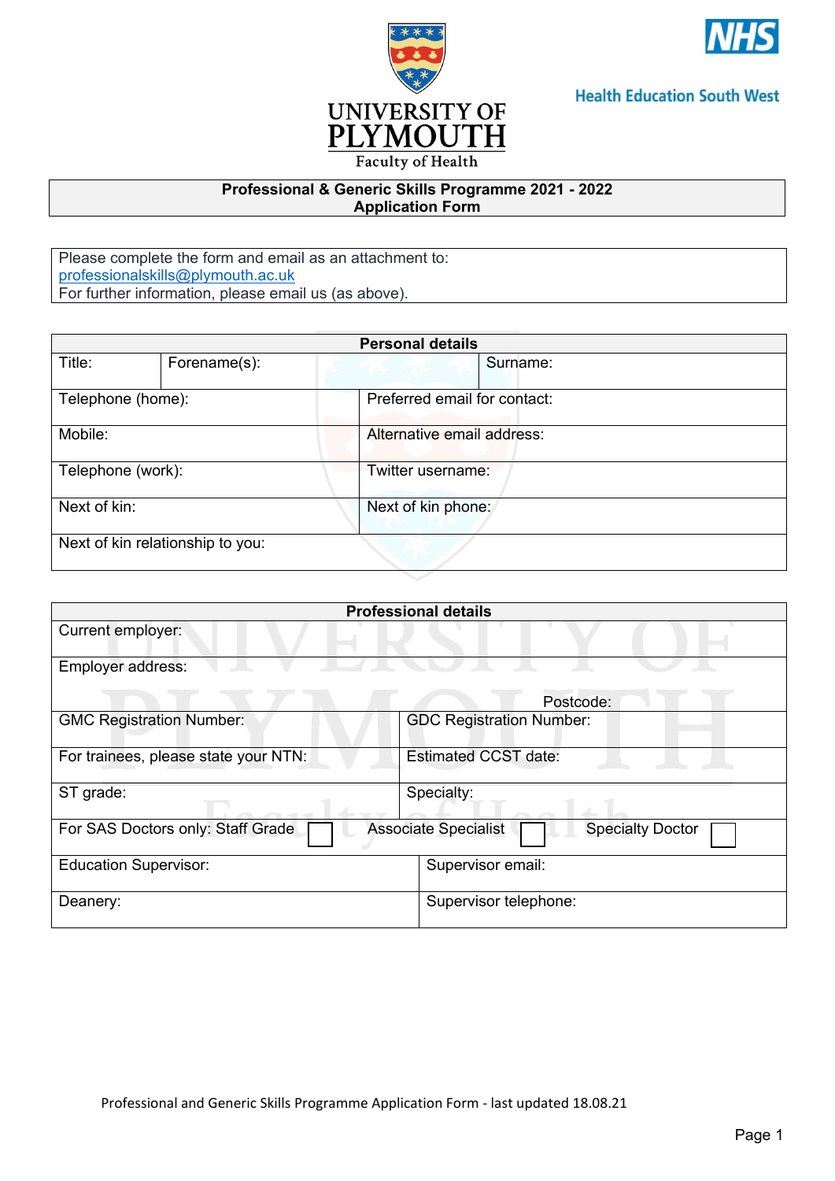UNIVERSITY OF PLYMOUTH

Faculty of Health

NHS

Health Education South West

**Professional & Generic Skills Programme 2021 - 2022**
**Application Form**

Please complete the form and email as an attachment to:
professionalskills@plymouth.ac.uk
For further information, please email us (as above).

| Personal details | | |
|---|---|---|
| Title: | Forename(s): | Surname: |
| Telephone (home): | Preferred email for contact: | |
| Mobile: | Alternative email address: | |
| Telephone (work): | Twitter username: | |
| Next of kin: | Next of kin phone: | |
| Next of kin relationship to you: | | |

| Professional details | | |
|---|---|---|
| Current employer: | | |
| Employer address: Postcode: | | |
| GMC Registration Number: | GDC Registration Number: | |
| For trainees, please state your NTN: | Estimated CCST date: | |
| ST grade: | Specialty: | |
| For SAS Doctors only: Staff Grade ☐ | Associate Specialist ☐ | Specialty Doctor ☐ |
| Education Supervisor: | Supervisor email: | |
| Deanery: | Supervisor telephone: | |

Professional and Generic Skills Programme Application Form - last updated 18.08.21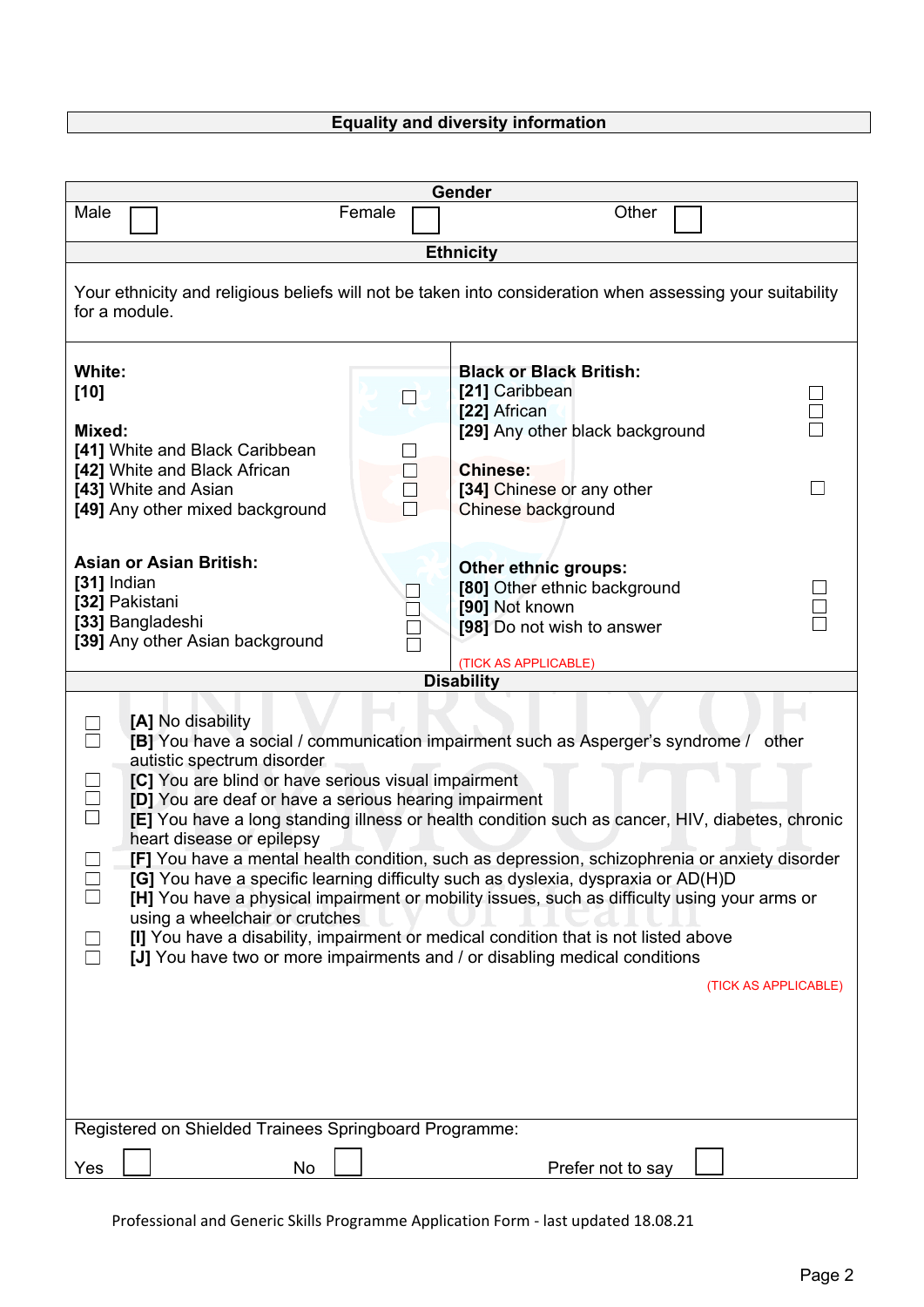## Equality and diversity information

### Gender

Male ☐ Female ☐ Other ☐

### Ethnicity

Your ethnicity and religious beliefs will not be taken into consideration when assessing your suitability for a module.

**White:**
**[10]** ☐

**Mixed:**
**[41]** White and Black Caribbean ☐
**[42]** White and Black African ☐
**[43]** White and Asian ☐
**[49]** Any other mixed background ☐

**Asian or Asian British:**
**[31]** Indian ☐
**[32]** Pakistani ☐
**[33]** Bangladeshi ☐
**[39]** Any other Asian background ☐

**Black or Black British:**
**[21]** Caribbean ☐
**[22]** African ☐
**[29]** Any other black background ☐

**Chinese:**
**[34]** Chinese or any other Chinese background ☐

**Other ethnic groups:**
**[80]** Other ethnic background ☐
**[90]** Not known ☐
**[98]** Do not wish to answer ☐

(TICK AS APPLICABLE)

### Disability

☐ **[A]** No disability
☐ **[B]** You have a social / communication impairment such as Asperger's syndrome / other autistic spectrum disorder
☐ **[C]** You are blind or have serious visual impairment
☐ **[D]** You are deaf or have a serious hearing impairment
☐ **[E]** You have a long standing illness or health condition such as cancer, HIV, diabetes, chronic heart disease or epilepsy
☐ **[F]** You have a mental health condition, such as depression, schizophrenia or anxiety disorder
☐ **[G]** You have a specific learning difficulty such as dyslexia, dyspraxia or AD(H)D
☐ **[H]** You have a physical impairment or mobility issues, such as difficulty using your arms or using a wheelchair or crutches
☐ **[I]** You have a disability, impairment or medical condition that is not listed above
☐ **[J]** You have two or more impairments and / or disabling medical conditions

(TICK AS APPLICABLE)

Registered on Shielded Trainees Springboard Programme:

Yes ☐ No ☐ Prefer not to say ☐

Professional and Generic Skills Programme Application Form - last updated 18.08.21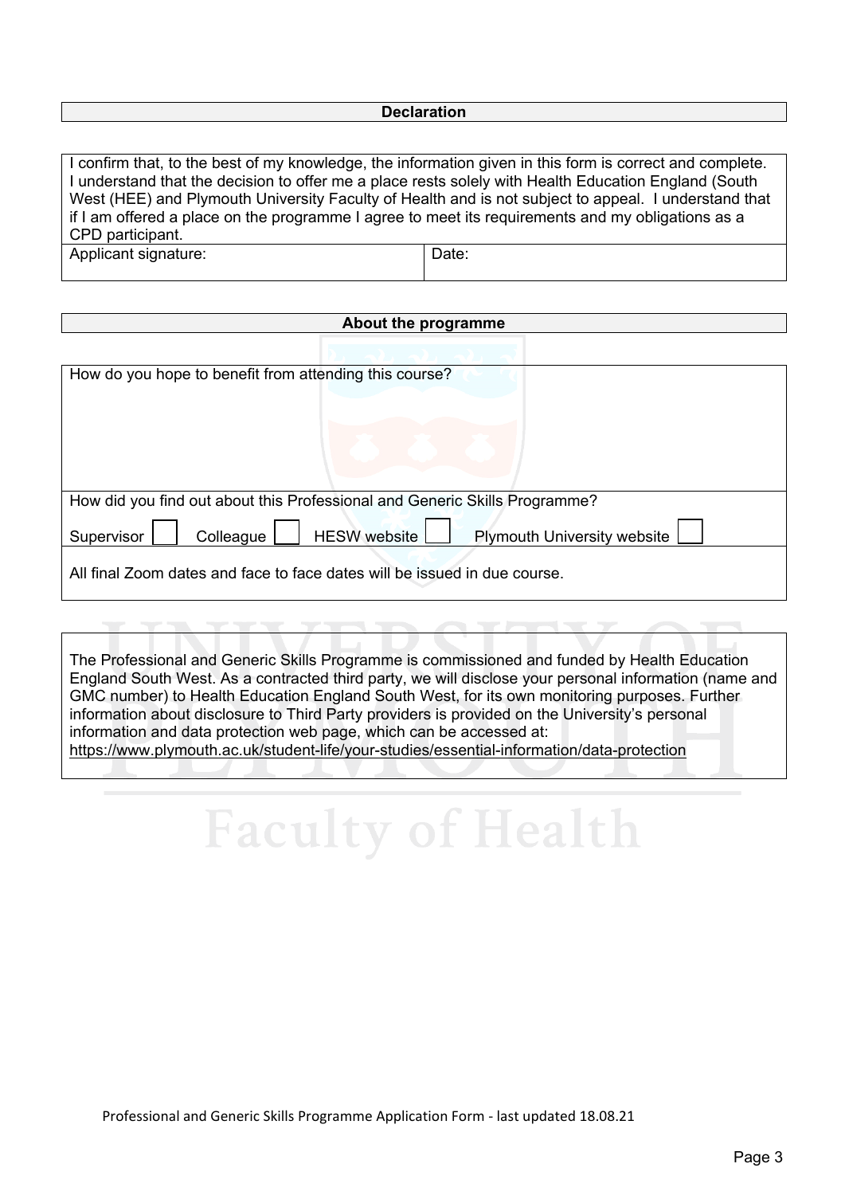## Declaration

| |
|---|
| I confirm that, to the best of my knowledge, the information given in this form is correct and complete. I understand that the decision to offer me a place rests solely with Health Education England (South West (HEE) and Plymouth University Faculty of Health and is not subject to appeal. I understand that if I am offered a place on the programme I agree to meet its requirements and my obligations as a CPD participant. |

| | |
|---|---|
| Applicant signature: | Date: |

## About the programme

| |
|---|
| How do you hope to benefit from attending this course? |
| How did you find out about this Professional and Generic Skills Programme? |
| Supervisor ☐ Colleague ☐ HESW website ☐ Plymouth University website ☐ |
| All final Zoom dates and face to face dates will be issued in due course. |

The Professional and Generic Skills Programme is commissioned and funded by Health Education England South West. As a contracted third party, we will disclose your personal information (name and GMC number) to Health Education England South West, for its own monitoring purposes. Further information about disclosure to Third Party providers is provided on the University's personal information and data protection web page, which can be accessed at: https://www.plymouth.ac.uk/student-life/your-studies/essential-information/data-protection

Professional and Generic Skills Programme Application Form - last updated 18.08.21